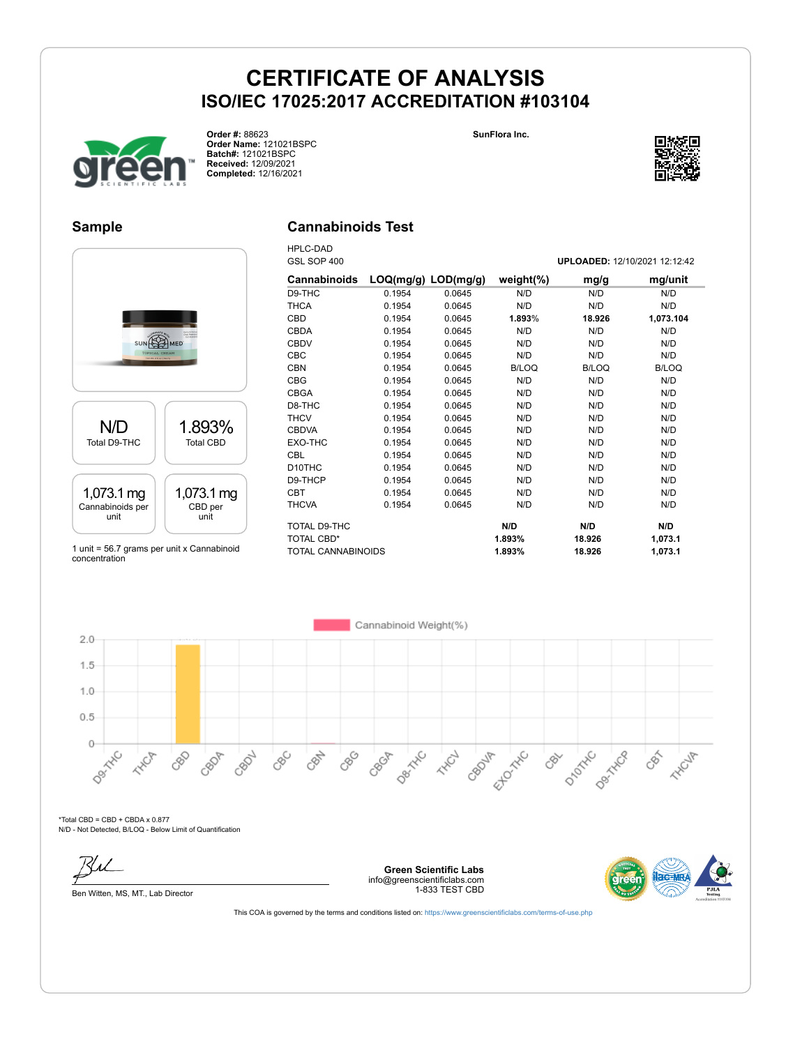# CERTIFICATE OF ANALYSIS
## ISO/IEC 17025:2017 ACCREDITATION #103104

**Order #:** 88623
**Order Name:** 121021BSPC
**Batch#:** 121021BSPC
**Received:** 12/09/2021
**Completed:** 12/16/2021

**SunFlora Inc.**

## Sample

N/D
Total D9-THC

1.893%
Total CBD

1,073.1 mg
Cannabinoids per unit

1,073.1 mg
CBD per unit

1 unit = 56.7 grams per unit x Cannabinoid concentration

## Cannabinoids Test

HPLC-DAD
GSL SOP 400

**UPLOADED:** 12/10/2021 12:12:42

| Cannabinoids | LOQ(mg/g) | LOD(mg/g) | weight(%) | mg/g | mg/unit |
|---|---|---|---|---|---|
| D9-THC | 0.1954 | 0.0645 | N/D | N/D | N/D |
| THCA | 0.1954 | 0.0645 | N/D | N/D | N/D |
| CBD | 0.1954 | 0.0645 | **1.893%** | **18.926** | **1,073.104** |
| CBDA | 0.1954 | 0.0645 | N/D | N/D | N/D |
| CBDV | 0.1954 | 0.0645 | N/D | N/D | N/D |
| CBC | 0.1954 | 0.0645 | N/D | N/D | N/D |
| CBN | 0.1954 | 0.0645 | B/LOQ | B/LOQ | B/LOQ |
| CBG | 0.1954 | 0.0645 | N/D | N/D | N/D |
| CBGA | 0.1954 | 0.0645 | N/D | N/D | N/D |
| D8-THC | 0.1954 | 0.0645 | N/D | N/D | N/D |
| THCV | 0.1954 | 0.0645 | N/D | N/D | N/D |
| CBDVA | 0.1954 | 0.0645 | N/D | N/D | N/D |
| EXO-THC | 0.1954 | 0.0645 | N/D | N/D | N/D |
| CBL | 0.1954 | 0.0645 | N/D | N/D | N/D |
| D10THC | 0.1954 | 0.0645 | N/D | N/D | N/D |
| D9-THCP | 0.1954 | 0.0645 | N/D | N/D | N/D |
| CBT | 0.1954 | 0.0645 | N/D | N/D | N/D |
| THCVA | 0.1954 | 0.0645 | N/D | N/D | N/D |
| TOTAL D9-THC | | | **N/D** | **N/D** | **N/D** |
| TOTAL CBD* | | | **1.893%** | **18.926** | **1,073.1** |
| TOTAL CANNABINOIDS | | | **1.893%** | **18.926** | **1,073.1** |

Cannabinoid Weight(%)

2.0
1.5
1.0
0.5
0

D9-THC THCA CBD CBDA CBDV CBC CBN CBG CBGA D8-THC THCV CBDVA EXO-THC CBL D10THC D9-THCP CBT THCVA

*Total CBD = CBD + CBDA x 0.877
N/D - Not Detected, B/LOQ - Below Limit of Quantification

Ben Witten, MS, MT., Lab Director

**Green Scientific Labs**
info@greenscientificlabs.com
1-833 TEST CBD

This COA is governed by the terms and conditions listed on: https://www.greenscientificlabs.com/terms-of-use.php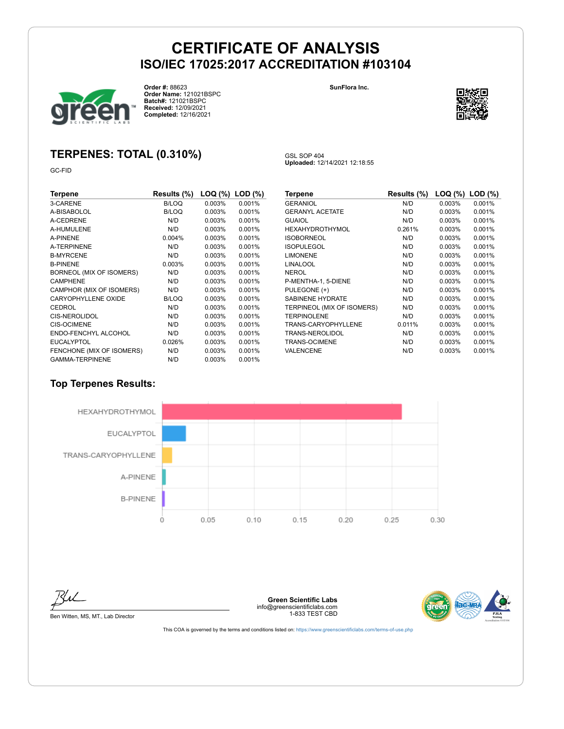# CERTIFICATE OF ANALYSIS
## ISO/IEC 17025:2017 ACCREDITATION #103104

**Order #:** 88623
**Order Name:** 121021BSPC
**Batch#:** 121021BSPC
**Received:** 12/09/2021
**Completed:** 12/16/2021

**SunFlora Inc.**

## TERPENES: TOTAL (0.310%)

GC-FID

GSL SOP 404
**Uploaded:** 12/14/2021 12:18:55

| Terpene | Results (%) | LOQ (%) | LOD (%) |
|---|---|---|---|
| 3-CARENE | B/LOQ | 0.003% | 0.001% |
| A-BISABOLOL | B/LOQ | 0.003% | 0.001% |
| A-CEDRENE | N/D | 0.003% | 0.001% |
| A-HUMULENE | N/D | 0.003% | 0.001% |
| A-PINENE | 0.004% | 0.003% | 0.001% |
| A-TERPINENE | N/D | 0.003% | 0.001% |
| B-MYRCENE | N/D | 0.003% | 0.001% |
| B-PINENE | 0.003% | 0.003% | 0.001% |
| BORNEOL (MIX OF ISOMERS) | N/D | 0.003% | 0.001% |
| CAMPHENE | N/D | 0.003% | 0.001% |
| CAMPHOR (MIX OF ISOMERS) | N/D | 0.003% | 0.001% |
| CARYOPHYLLENE OXIDE | B/LOQ | 0.003% | 0.001% |
| CEDROL | N/D | 0.003% | 0.001% |
| CIS-NEROLIDOL | N/D | 0.003% | 0.001% |
| CIS-OCIMENE | N/D | 0.003% | 0.001% |
| ENDO-FENCHYL ALCOHOL | N/D | 0.003% | 0.001% |
| EUCALYPTOL | 0.026% | 0.003% | 0.001% |
| FENCHONE (MIX OF ISOMERS) | N/D | 0.003% | 0.001% |
| GAMMA-TERPINENE | N/D | 0.003% | 0.001% |
| GERANIOL | N/D | 0.003% | 0.001% |
| GERANYL ACETATE | N/D | 0.003% | 0.001% |
| GUAIOL | N/D | 0.003% | 0.001% |
| HEXAHYDROTHYMOL | 0.261% | 0.003% | 0.001% |
| ISOBORNEOL | N/D | 0.003% | 0.001% |
| ISOPULEGOL | N/D | 0.003% | 0.001% |
| LIMONENE | N/D | 0.003% | 0.001% |
| LINALOOL | N/D | 0.003% | 0.001% |
| NEROL | N/D | 0.003% | 0.001% |
| P-MENTHA-1, 5-DIENE | N/D | 0.003% | 0.001% |
| PULEGONE (+) | N/D | 0.003% | 0.001% |
| SABINENE HYDRATE | N/D | 0.003% | 0.001% |
| TERPINEOL (MIX OF ISOMERS) | N/D | 0.003% | 0.001% |
| TERPINOLENE | N/D | 0.003% | 0.001% |
| TRANS-CARYOPHYLLENE | 0.011% | 0.003% | 0.001% |
| TRANS-NEROLIDOL | N/D | 0.003% | 0.001% |
| TRANS-OCIMENE | N/D | 0.003% | 0.001% |
| VALENCENE | N/D | 0.003% | 0.001% |

### Top Terpenes Results:

HEXAHYDROTHYMOL
EUCALYPTOL
TRANS-CARYOPHYLLENE
A-PINENE
B-PINENE

0 0.05 0.10 0.15 0.20 0.25 0.30

Ben Witten, MS, MT., Lab Director

**Green Scientific Labs**
info@greenscientificlabs.com
1-833 TEST CBD

This COA is governed by the terms and conditions listed on: https://www.greenscientificlabs.com/terms-of-use.php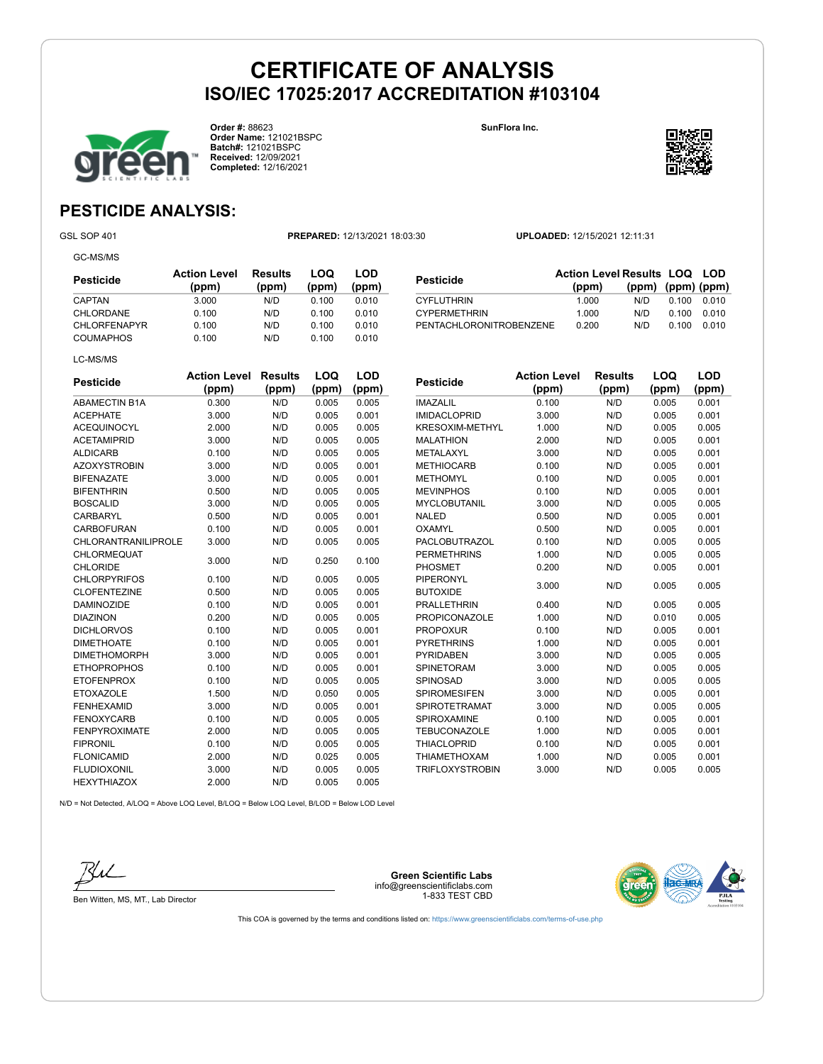# CERTIFICATE OF ANALYSIS

## ISO/IEC 17025:2017 ACCREDITATION #103104

**Order #:** 88623
**Order Name:** 121021BSPC
**Batch#:** 121021BSPC
**Received:** 12/09/2021
**Completed:** 12/16/2021

**SunFlora Inc.**

## PESTICIDE ANALYSIS:

GSL SOP 401 **PREPARED:** 12/13/2021 18:03:30 **UPLOADED:** 12/15/2021 12:11:31

GC-MS/MS

| Pesticide | Action Level (ppm) | Results (ppm) | LOQ (ppm) | LOD (ppm) |
|---|---|---|---|---|
| CAPTAN | 3.000 | N/D | 0.100 | 0.010 |
| CHLORDANE | 0.100 | N/D | 0.100 | 0.010 |
| CHLORFENAPYR | 0.100 | N/D | 0.100 | 0.010 |
| COUMAPHOS | 0.100 | N/D | 0.100 | 0.010 |
| CYFLUTHRIN | 1.000 | N/D | 0.100 | 0.010 |
| CYPERMETHRIN | 1.000 | N/D | 0.100 | 0.010 |
| PENTACHLORONITROBENZENE | 0.200 | N/D | 0.100 | 0.010 |

LC-MS/MS

| Pesticide | Action Level (ppm) | Results (ppm) | LOQ (ppm) | LOD (ppm) |
|---|---|---|---|---|
| ABAMECTIN B1A | 0.300 | N/D | 0.005 | 0.005 |
| ACEPHATE | 3.000 | N/D | 0.005 | 0.001 |
| ACEQUINOCYL | 2.000 | N/D | 0.005 | 0.005 |
| ACETAMIPRID | 3.000 | N/D | 0.005 | 0.005 |
| ALDICARB | 0.100 | N/D | 0.005 | 0.005 |
| AZOXYSTROBIN | 3.000 | N/D | 0.005 | 0.001 |
| BIFENAZATE | 3.000 | N/D | 0.005 | 0.001 |
| BIFENTHRIN | 0.500 | N/D | 0.005 | 0.005 |
| BOSCALID | 3.000 | N/D | 0.005 | 0.005 |
| CARBARYL | 0.500 | N/D | 0.005 | 0.001 |
| CARBOFURAN | 0.100 | N/D | 0.005 | 0.001 |
| CHLORANTRANILIPROLE | 3.000 | N/D | 0.005 | 0.005 |
| CHLORMEQUAT CHLORIDE | 3.000 | N/D | 0.250 | 0.100 |
| CHLORPYRIFOS | 0.100 | N/D | 0.005 | 0.005 |
| CLOFENTEZINE | 0.500 | N/D | 0.005 | 0.005 |
| DAMINOZIDE | 0.100 | N/D | 0.005 | 0.001 |
| DIAZINON | 0.200 | N/D | 0.005 | 0.005 |
| DICHLORVOS | 0.100 | N/D | 0.005 | 0.001 |
| DIMETHOATE | 0.100 | N/D | 0.005 | 0.001 |
| DIMETHOMORPH | 3.000 | N/D | 0.005 | 0.001 |
| ETHOPROPHOS | 0.100 | N/D | 0.005 | 0.001 |
| ETOFENPROX | 0.100 | N/D | 0.005 | 0.005 |
| ETOXAZOLE | 1.500 | N/D | 0.050 | 0.005 |
| FENHEXAMID | 3.000 | N/D | 0.005 | 0.001 |
| FENOXYCARB | 0.100 | N/D | 0.005 | 0.005 |
| FENPYROXIMATE | 2.000 | N/D | 0.005 | 0.005 |
| FIPRONIL | 0.100 | N/D | 0.005 | 0.005 |
| FLONICAMID | 2.000 | N/D | 0.025 | 0.005 |
| FLUDIOXONIL | 3.000 | N/D | 0.005 | 0.005 |
| HEXYTHIAZOX | 2.000 | N/D | 0.005 | 0.005 |
| IMAZALIL | 0.100 | N/D | 0.005 | 0.001 |
| IMIDACLOPRID | 3.000 | N/D | 0.005 | 0.001 |
| KRESOXIM-METHYL | 1.000 | N/D | 0.005 | 0.005 |
| MALATHION | 2.000 | N/D | 0.005 | 0.001 |
| METALAXYL | 3.000 | N/D | 0.005 | 0.001 |
| METHIOCARB | 0.100 | N/D | 0.005 | 0.001 |
| METHOMYL | 0.100 | N/D | 0.005 | 0.001 |
| MEVINPHOS | 0.100 | N/D | 0.005 | 0.001 |
| MYCLOBUTANIL | 3.000 | N/D | 0.005 | 0.005 |
| NALED | 0.500 | N/D | 0.005 | 0.001 |
| OXAMYL | 0.500 | N/D | 0.005 | 0.001 |
| PACLOBUTRAZOL | 0.100 | N/D | 0.005 | 0.005 |
| PERMETHRINS | 1.000 | N/D | 0.005 | 0.005 |
| PHOSMET | 0.200 | N/D | 0.005 | 0.001 |
| PIPERONYL BUTOXIDE | 3.000 | N/D | 0.005 | 0.005 |
| PRALLETHRIN | 0.400 | N/D | 0.005 | 0.005 |
| PROPICONAZOLE | 1.000 | N/D | 0.010 | 0.005 |
| PROPOXUR | 0.100 | N/D | 0.005 | 0.001 |
| PYRETHRINS | 1.000 | N/D | 0.005 | 0.001 |
| PYRIDABEN | 3.000 | N/D | 0.005 | 0.005 |
| SPINETORAM | 3.000 | N/D | 0.005 | 0.005 |
| SPINOSAD | 3.000 | N/D | 0.005 | 0.005 |
| SPIROMESIFEN | 3.000 | N/D | 0.005 | 0.001 |
| SPIROTETRAMAT | 3.000 | N/D | 0.005 | 0.005 |
| SPIROXAMINE | 0.100 | N/D | 0.005 | 0.001 |
| TEBUCONAZOLE | 1.000 | N/D | 0.005 | 0.001 |
| THIACLOPRID | 0.100 | N/D | 0.005 | 0.001 |
| THIAMETHOXAM | 1.000 | N/D | 0.005 | 0.001 |
| TRIFLOXYSTROBIN | 3.000 | N/D | 0.005 | 0.005 |

N/D = Not Detected, A/LOQ = Above LOQ Level, B/LOQ = Below LOQ Level, B/LOD = Below LOD Level

Ben Witten, MS, MT., Lab Director

**Green Scientific Labs**
info@greenscientificlabs.com
1-833 TEST CBD

This COA is governed by the terms and conditions listed on: https://www.greenscientificlabs.com/terms-of-use.php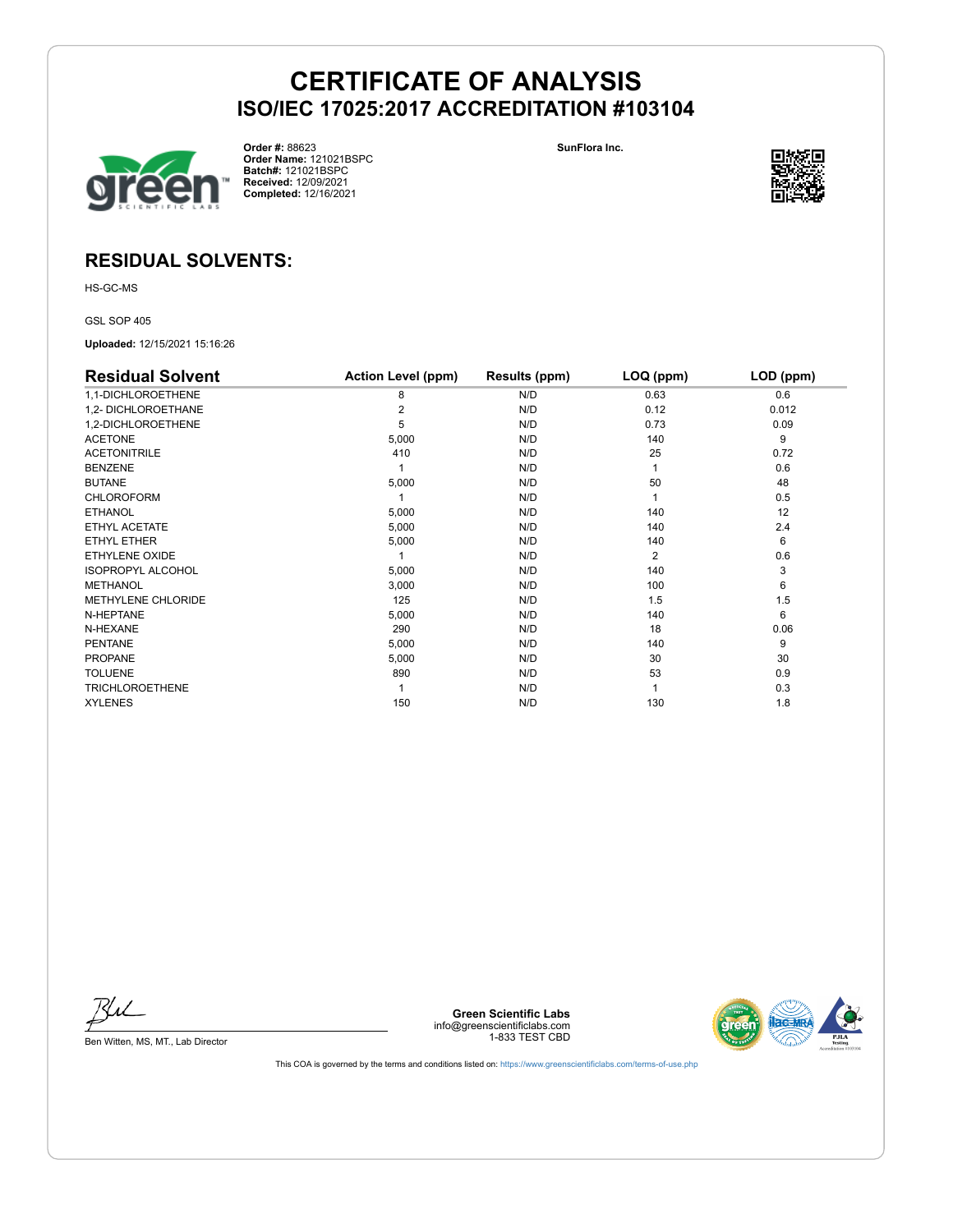# CERTIFICATE OF ANALYSIS
## ISO/IEC 17025:2017 ACCREDITATION #103104

**Order #:** 88623
**Order Name:** 121021BSPC
**Batch#:** 121021BSPC
**Received:** 12/09/2021
**Completed:** 12/16/2021

**SunFlora Inc.**

## RESIDUAL SOLVENTS:

HS-GC-MS

GSL SOP 405

**Uploaded:** 12/15/2021 15:16:26

| Residual Solvent | Action Level (ppm) | Results (ppm) | LOQ (ppm) | LOD (ppm) |
|---|---|---|---|---|
| 1,1-DICHLOROETHENE | 8 | N/D | 0.63 | 0.6 |
| 1,2- DICHLOROETHANE | 2 | N/D | 0.12 | 0.012 |
| 1,2-DICHLOROETHENE | 5 | N/D | 0.73 | 0.09 |
| ACETONE | 5,000 | N/D | 140 | 9 |
| ACETONITRILE | 410 | N/D | 25 | 0.72 |
| BENZENE | 1 | N/D | 1 | 0.6 |
| BUTANE | 5,000 | N/D | 50 | 48 |
| CHLOROFORM | 1 | N/D | 1 | 0.5 |
| ETHANOL | 5,000 | N/D | 140 | 12 |
| ETHYL ACETATE | 5,000 | N/D | 140 | 2.4 |
| ETHYL ETHER | 5,000 | N/D | 140 | 6 |
| ETHYLENE OXIDE | 1 | N/D | 2 | 0.6 |
| ISOPROPYL ALCOHOL | 5,000 | N/D | 140 | 3 |
| METHANOL | 3,000 | N/D | 100 | 6 |
| METHYLENE CHLORIDE | 125 | N/D | 1.5 | 1.5 |
| N-HEPTANE | 5,000 | N/D | 140 | 6 |
| N-HEXANE | 290 | N/D | 18 | 0.06 |
| PENTANE | 5,000 | N/D | 140 | 9 |
| PROPANE | 5,000 | N/D | 30 | 30 |
| TOLUENE | 890 | N/D | 53 | 0.9 |
| TRICHLOROETHENE | 1 | N/D | 1 | 0.3 |
| XYLENES | 150 | N/D | 130 | 1.8 |

Ben Witten, MS, MT., Lab Director

**Green Scientific Labs**
info@greenscientificlabs.com
1-833 TEST CBD

This COA is governed by the terms and conditions listed on: https://www.greenscientificlabs.com/terms-of-use.php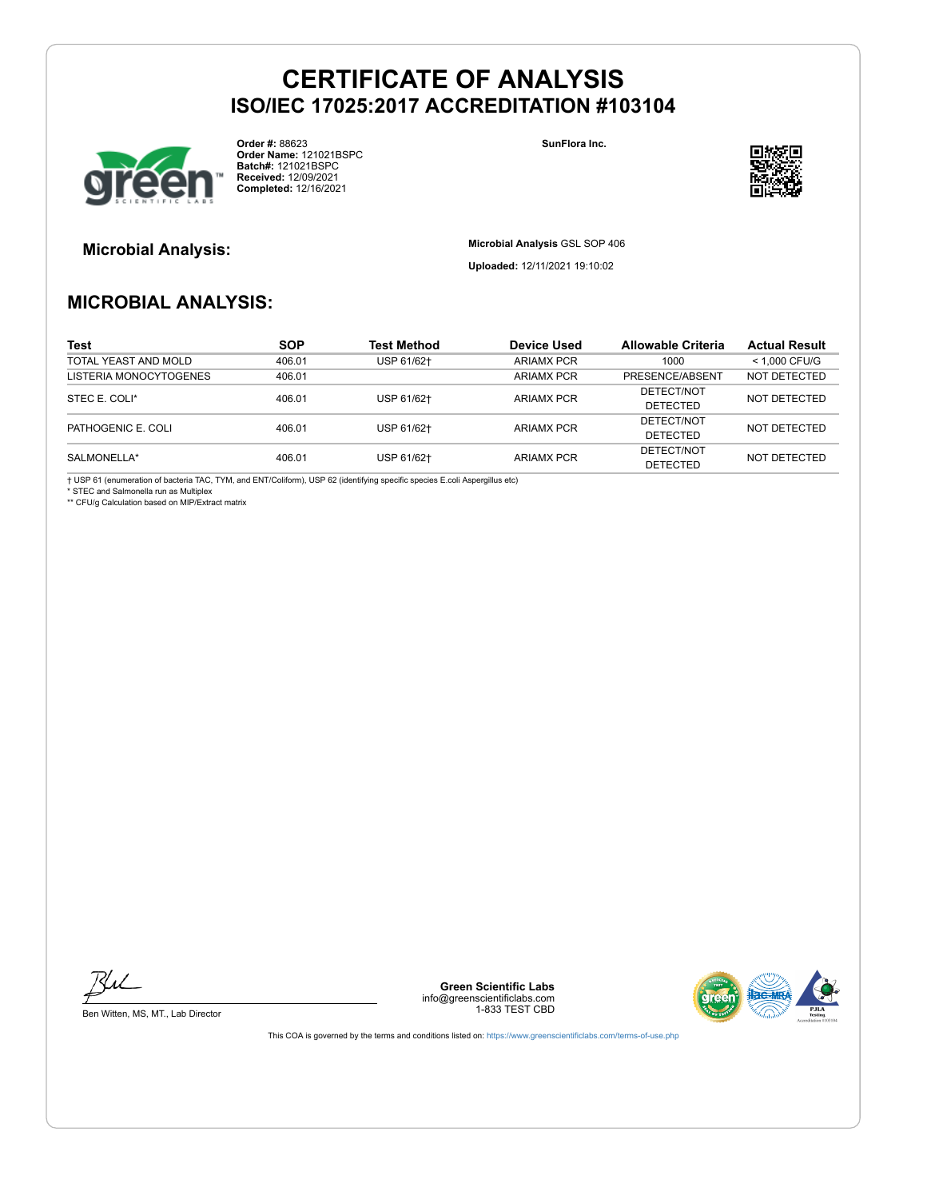# CERTIFICATE OF ANALYSIS
## ISO/IEC 17025:2017 ACCREDITATION #103104

**Order #:** 88623
**Order Name:** 121021BSPC
**Batch#:** 121021BSPC
**Received:** 12/09/2021
**Completed:** 12/16/2021

**SunFlora Inc.**

### Microbial Analysis:

**Microbial Analysis** GSL SOP 406

**Uploaded:** 12/11/2021 19:10:02

## MICROBIAL ANALYSIS:

| Test | SOP | Test Method | Device Used | Allowable Criteria | Actual Result |
|---|---|---|---|---|---|
| TOTAL YEAST AND MOLD | 406.01 | USP 61/62† | ARIAMX PCR | 1000 | < 1,000 CFU/G |
| LISTERIA MONOCYTOGENES | 406.01 | | ARIAMX PCR | PRESENCE/ABSENT | NOT DETECTED |
| STEC E. COLI* | 406.01 | USP 61/62† | ARIAMX PCR | DETECT/NOT DETECTED | NOT DETECTED |
| PATHOGENIC E. COLI | 406.01 | USP 61/62† | ARIAMX PCR | DETECT/NOT DETECTED | NOT DETECTED |
| SALMONELLA* | 406.01 | USP 61/62† | ARIAMX PCR | DETECT/NOT DETECTED | NOT DETECTED |

† USP 61 (enumeration of bacteria TAC, TYM, and ENT/Coliform), USP 62 (identifying specific species E.coli Aspergillus etc)
* STEC and Salmonella run as Multiplex
** CFU/g Calculation based on MIP/Extract matrix

Ben Witten, MS, MT., Lab Director

**Green Scientific Labs**
info@greenscientificlabs.com
1-833 TEST CBD

This COA is governed by the terms and conditions listed on: https://www.greenscientificlabs.com/terms-of-use.php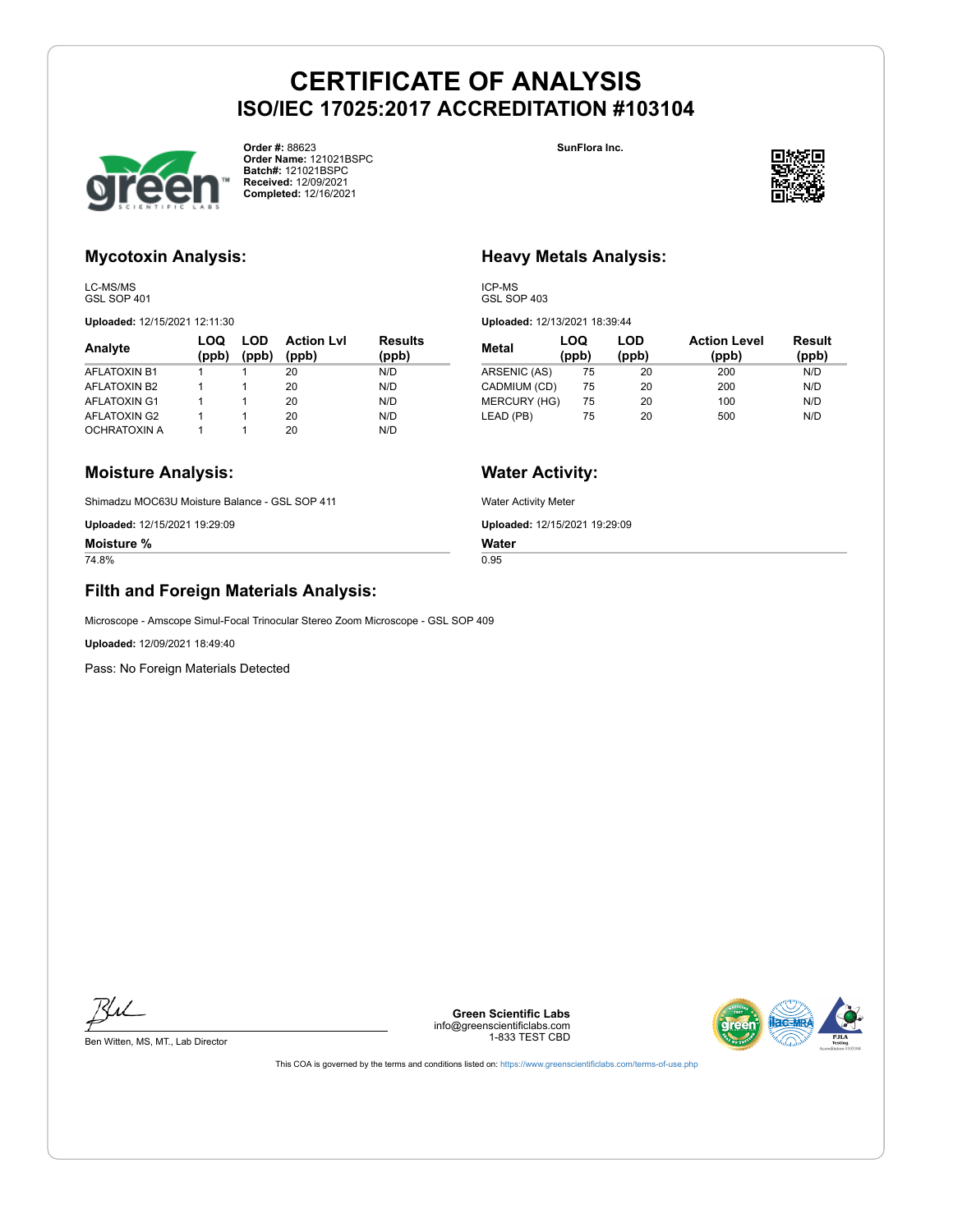# CERTIFICATE OF ANALYSIS
## ISO/IEC 17025:2017 ACCREDITATION #103104

**Order #:** 88623
**Order Name:** 121021BSPC
**Batch#:** 121021BSPC
**Received:** 12/09/2021
**Completed:** 12/16/2021

**SunFlora Inc.**

## Mycotoxin Analysis:

LC-MS/MS
GSL SOP 401

**Uploaded:** 12/15/2021 12:11:30

| Analyte | LOQ (ppb) | LOD (ppb) | Action Lvl (ppb) | Results (ppb) |
|---|---|---|---|---|
| AFLATOXIN B1 | 1 | 1 | 20 | N/D |
| AFLATOXIN B2 | 1 | 1 | 20 | N/D |
| AFLATOXIN G1 | 1 | 1 | 20 | N/D |
| AFLATOXIN G2 | 1 | 1 | 20 | N/D |
| OCHRATOXIN A | 1 | 1 | 20 | N/D |

## Heavy Metals Analysis:

ICP-MS
GSL SOP 403

**Uploaded:** 12/13/2021 18:39:44

| Metal | LOQ (ppb) | LOD (ppb) | Action Level (ppb) | Result (ppb) |
|---|---|---|---|---|
| ARSENIC (AS) | 75 | 20 | 200 | N/D |
| CADMIUM (CD) | 75 | 20 | 200 | N/D |
| MERCURY (HG) | 75 | 20 | 100 | N/D |
| LEAD (PB) | 75 | 20 | 500 | N/D |

## Moisture Analysis:

Shimadzu MOC63U Moisture Balance - GSL SOP 411

**Uploaded:** 12/15/2021 19:29:09

| Moisture % |
|---|
| 74.8% |

## Water Activity:

Water Activity Meter

**Uploaded:** 12/15/2021 19:29:09

| Water |
|---|
| 0.95 |

## Filth and Foreign Materials Analysis:

Microscope - Amscope Simul-Focal Trinocular Stereo Zoom Microscope - GSL SOP 409

**Uploaded:** 12/09/2021 18:49:40

Pass: No Foreign Materials Detected

Ben Witten, MS, MT., Lab Director

**Green Scientific Labs**
info@greenscientificlabs.com
1-833 TEST CBD

This COA is governed by the terms and conditions listed on: https://www.greenscientificlabs.com/terms-of-use.php